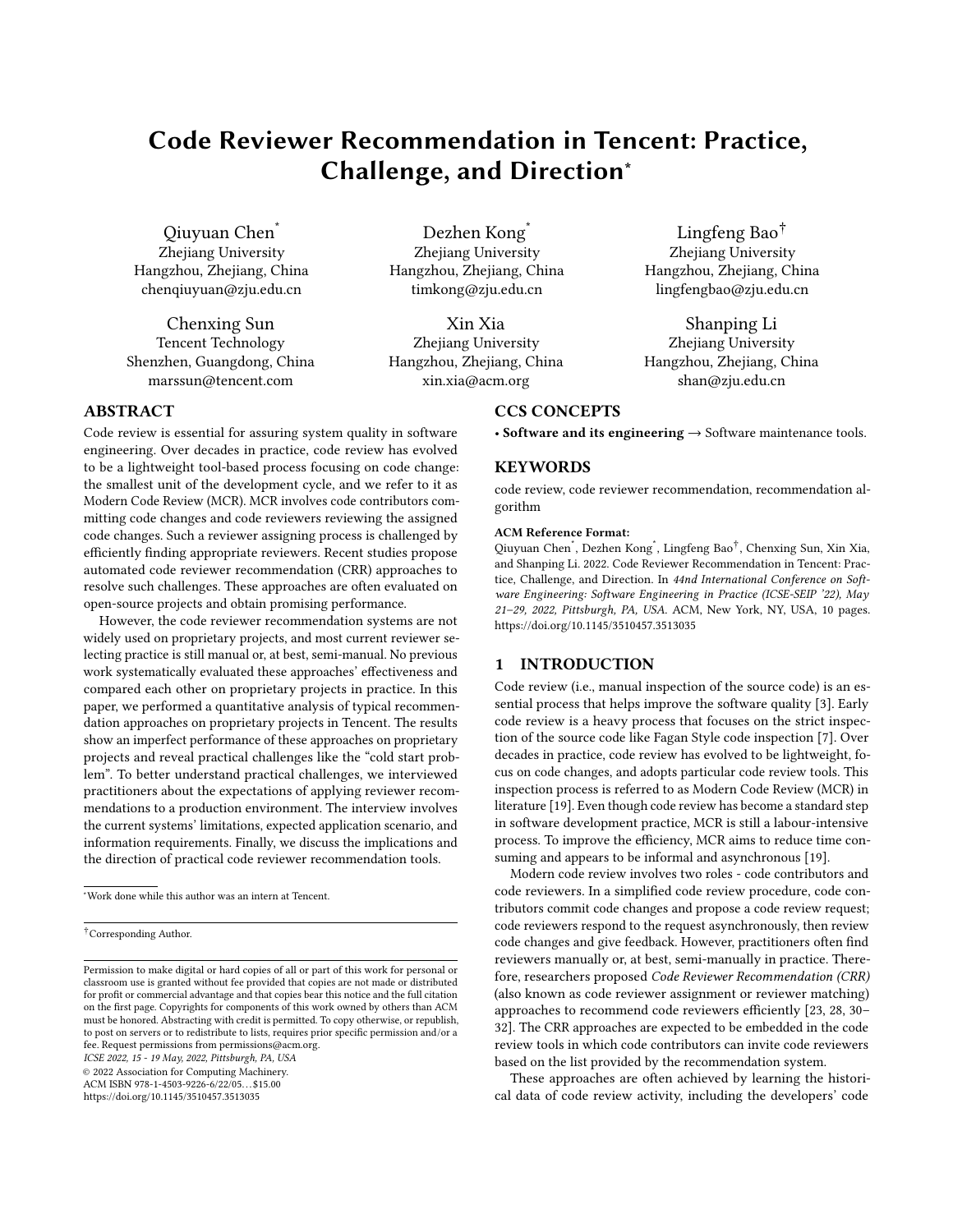# Code Reviewer Recommendation in Tencent: Practice, Challenge, and Direction*

Qiuyuan Chen*
Zhejiang University
Hangzhou, Zhejiang, China
chenqiuyuan@zju.edu.cn

Dezhen Kong*
Zhejiang University
Hangzhou, Zhejiang, China
timkong@zju.edu.cn

Lingfeng Bao†
Zhejiang University
Hangzhou, Zhejiang, China
lingfengbao@zju.edu.cn

Chenxing Sun
Tencent Technology
Shenzhen, Guangdong, China
marssun@tencent.com

Xin Xia
Zhejiang University
Hangzhou, Zhejiang, China
xin.xia@acm.org

Shanping Li
Zhejiang University
Hangzhou, Zhejiang, China
shan@zju.edu.cn

## ABSTRACT

Code review is essential for assuring system quality in software engineering. Over decades in practice, code review has evolved to be a lightweight tool-based process focusing on code change: the smallest unit of the development cycle, and we refer to it as Modern Code Review (MCR). MCR involves code contributors committing code changes and code reviewers reviewing the assigned code changes. Such a reviewer assigning process is challenged by efficiently finding appropriate reviewers. Recent studies propose automated code reviewer recommendation (CRR) approaches to resolve such challenges. These approaches are often evaluated on open-source projects and obtain promising performance.

However, the code reviewer recommendation systems are not widely used on proprietary projects, and most current reviewer selecting practice is still manual or, at best, semi-manual. No previous work systematically evaluated these approaches' effectiveness and compared each other on proprietary projects in practice. In this paper, we performed a quantitative analysis of typical recommendation approaches on proprietary projects in Tencent. The results show an imperfect performance of these approaches on proprietary projects and reveal practical challenges like the "cold start problem". To better understand practical challenges, we interviewed practitioners about the expectations of applying reviewer recommendations to a production environment. The interview involves the current systems' limitations, expected application scenario, and information requirements. Finally, we discuss the implications and the direction of practical code reviewer recommendation tools.

*Work done while this author was an intern at Tencent.

†Corresponding Author.

Permission to make digital or hard copies of all or part of this work for personal or classroom use is granted without fee provided that copies are not made or distributed for profit or commercial advantage and that copies bear this notice and the full citation on the first page. Copyrights for components of this work owned by others than ACM must be honored. Abstracting with credit is permitted. To copy otherwise, or republish, to post on servers or to redistribute to lists, requires prior specific permission and/or a fee. Request permissions from permissions@acm.org.
*ICSE 2022, 15 - 19 May, 2022, Pittsburgh, PA, USA*
© 2022 Association for Computing Machinery.
ACM ISBN 978-1-4503-9226-6/22/05…$15.00
https://doi.org/10.1145/3510457.3513035

## CCS CONCEPTS

• **Software and its engineering** → Software maintenance tools.

## KEYWORDS

code review, code reviewer recommendation, recommendation algorithm

**ACM Reference Format:**
Qiuyuan Chen*, Dezhen Kong*, Lingfeng Bao†, Chenxing Sun, Xin Xia, and Shanping Li. 2022. Code Reviewer Recommendation in Tencent: Practice, Challenge, and Direction. In *44nd International Conference on Software Engineering: Software Engineering in Practice (ICSE-SEIP '22), May 21–29, 2022, Pittsburgh, PA, USA.* ACM, New York, NY, USA, 10 pages. https://doi.org/10.1145/3510457.3513035

## 1 INTRODUCTION

Code review (i.e., manual inspection of the source code) is an essential process that helps improve the software quality [3]. Early code review is a heavy process that focuses on the strict inspection of the source code like Fagan Style code inspection [7]. Over decades in practice, code review has evolved to be lightweight, focus on code changes, and adopts particular code review tools. This inspection process is referred to as Modern Code Review (MCR) in literature [19]. Even though code review has become a standard step in software development practice, MCR is still a labour-intensive process. To improve the efficiency, MCR aims to reduce time consuming and appears to be informal and asynchronous [19].

Modern code review involves two roles - code contributors and code reviewers. In a simplified code review procedure, code contributors commit code changes and propose a code review request; code reviewers respond to the request asynchronously, then review code changes and give feedback. However, practitioners often find reviewers manually or, at best, semi-manually in practice. Therefore, researchers proposed *Code Reviewer Recommendation (CRR)* (also known as code reviewer assignment or reviewer matching) approaches to recommend code reviewers efficiently [23, 28, 30–32]. The CRR approaches are expected to be embedded in the code review tools in which code contributors can invite code reviewers based on the list provided by the recommendation system.

These approaches are often achieved by learning the historical data of code review activity, including the developers' code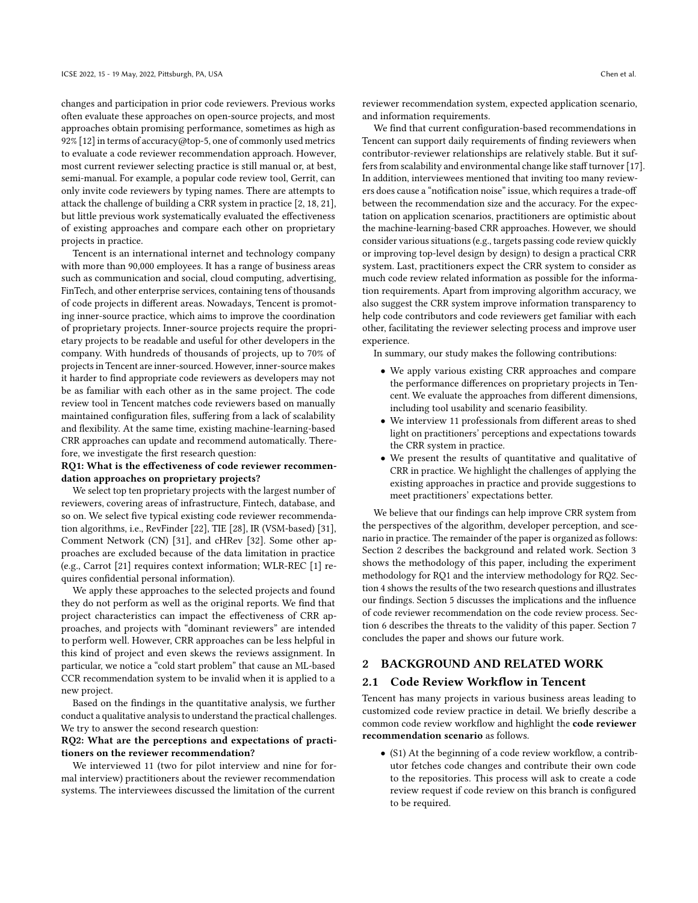changes and participation in prior code reviewers. Previous works often evaluate these approaches on open-source projects, and most approaches obtain promising performance, sometimes as high as 92% [12] in terms of accuracy@top-5, one of commonly used metrics to evaluate a code reviewer recommendation approach. However, most current reviewer selecting practice is still manual or, at best, semi-manual. For example, a popular code review tool, Gerrit, can only invite code reviewers by typing names. There are attempts to attack the challenge of building a CRR system in practice [2, 18, 21], but little previous work systematically evaluated the effectiveness of existing approaches and compare each other on proprietary projects in practice.

Tencent is an international internet and technology company with more than 90,000 employees. It has a range of business areas such as communication and social, cloud computing, advertising, FinTech, and other enterprise services, containing tens of thousands of code projects in different areas. Nowadays, Tencent is promoting inner-source practice, which aims to improve the coordination of proprietary projects. Inner-source projects require the proprietary projects to be readable and useful for other developers in the company. With hundreds of thousands of projects, up to 70% of projects in Tencent are inner-sourced. However, inner-source makes it harder to find appropriate code reviewers as developers may not be as familiar with each other as in the same project. The code review tool in Tencent matches code reviewers based on manually maintained configuration files, suffering from a lack of scalability and flexibility. At the same time, existing machine-learning-based CRR approaches can update and recommend automatically. Therefore, we investigate the first research question:

**RQ1: What is the effectiveness of code reviewer recommendation approaches on proprietary projects?**

We select top ten proprietary projects with the largest number of reviewers, covering areas of infrastructure, Fintech, database, and so on. We select five typical existing code reviewer recommendation algorithms, i.e., RevFinder [22], TIE [28], IR (VSM-based) [31], Comment Network (CN) [31], and cHRev [32]. Some other approaches are excluded because of the data limitation in practice (e.g., Carrot [21] requires context information; WLR-REC [1] requires confidential personal information).

We apply these approaches to the selected projects and found they do not perform as well as the original reports. We find that project characteristics can impact the effectiveness of CRR approaches, and projects with "dominant reviewers" are intended to perform well. However, CRR approaches can be less helpful in this kind of project and even skews the reviews assignment. In particular, we notice a "cold start problem" that cause an ML-based CCR recommendation system to be invalid when it is applied to a new project.

Based on the findings in the quantitative analysis, we further conduct a qualitative analysis to understand the practical challenges. We try to answer the second research question:

**RQ2: What are the perceptions and expectations of practitioners on the reviewer recommendation?**

We interviewed 11 (two for pilot interview and nine for formal interview) practitioners about the reviewer recommendation systems. The interviewees discussed the limitation of the current reviewer recommendation system, expected application scenario, and information requirements.

We find that current configuration-based recommendations in Tencent can support daily requirements of finding reviewers when contributor-reviewer relationships are relatively stable. But it suffers from scalability and environmental change like staff turnover [17]. In addition, interviewees mentioned that inviting too many reviewers does cause a "notification noise" issue, which requires a trade-off between the recommendation size and the accuracy. For the expectation on application scenarios, practitioners are optimistic about the machine-learning-based CRR approaches. However, we should consider various situations (e.g., targets passing code review quickly or improving top-level design by design) to design a practical CRR system. Last, practitioners expect the CRR system to consider as much code review related information as possible for the information requirements. Apart from improving algorithm accuracy, we also suggest the CRR system improve information transparency to help code contributors and code reviewers get familiar with each other, facilitating the reviewer selecting process and improve user experience.

In summary, our study makes the following contributions:

- We apply various existing CRR approaches and compare the performance differences on proprietary projects in Tencent. We evaluate the approaches from different dimensions, including tool usability and scenario feasibility.
- We interview 11 professionals from different areas to shed light on practitioners' perceptions and expectations towards the CRR system in practice.
- We present the results of quantitative and qualitative of CRR in practice. We highlight the challenges of applying the existing approaches in practice and provide suggestions to meet practitioners' expectations better.

We believe that our findings can help improve CRR system from the perspectives of the algorithm, developer perception, and scenario in practice. The remainder of the paper is organized as follows: Section 2 describes the background and related work. Section 3 shows the methodology of this paper, including the experiment methodology for RQ1 and the interview methodology for RQ2. Section 4 shows the results of the two research questions and illustrates our findings. Section 5 discusses the implications and the influence of code reviewer recommendation on the code review process. Section 6 describes the threats to the validity of this paper. Section 7 concludes the paper and shows our future work.

## 2 BACKGROUND AND RELATED WORK

### 2.1 Code Review Workflow in Tencent

Tencent has many projects in various business areas leading to customized code review practice in detail. We briefly describe a common code review workflow and highlight the **code reviewer recommendation scenario** as follows.

- (S1) At the beginning of a code review workflow, a contributor fetches code changes and contribute their own code to the repositories. This process will ask to create a code review request if code review on this branch is configured to be required.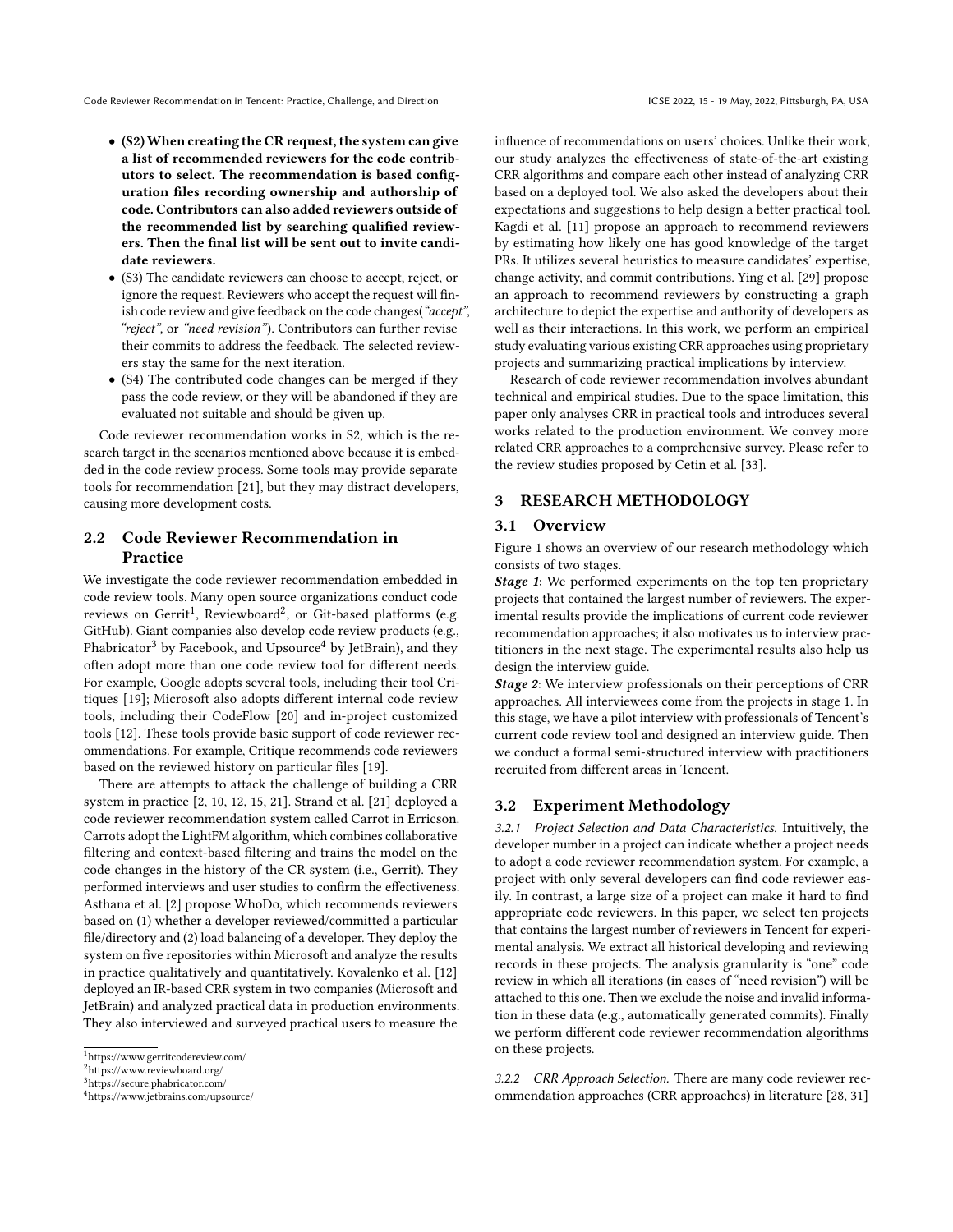- **(S2) When creating the CR request, the system can give a list of recommended reviewers for the code contributors to select. The recommendation is based configuration files recording ownership and authorship of code. Contributors can also added reviewers outside of the recommended list by searching qualified reviewers. Then the final list will be sent out to invite candidate reviewers.**
- (S3) The candidate reviewers can choose to accept, reject, or ignore the request. Reviewers who accept the request will finish code review and give feedback on the code changes(*"accept"*, *"reject"*, or *"need revision"*). Contributors can further revise their commits to address the feedback. The selected reviewers stay the same for the next iteration.
- (S4) The contributed code changes can be merged if they pass the code review, or they will be abandoned if they are evaluated not suitable and should be given up.

Code reviewer recommendation works in S2, which is the research target in the scenarios mentioned above because it is embedded in the code review process. Some tools may provide separate tools for recommendation [21], but they may distract developers, causing more development costs.

## 2.2 Code Reviewer Recommendation in Practice

We investigate the code reviewer recommendation embedded in code review tools. Many open source organizations conduct code reviews on Gerrit[1], Reviewboard[2], or Git-based platforms (e.g. GitHub). Giant companies also develop code review products (e.g., Phabricator[3] by Facebook, and Upsource[4] by JetBrain), and they often adopt more than one code review tool for different needs. For example, Google adopts several tools, including their tool Critiques [19]; Microsoft also adopts different internal code review tools, including their CodeFlow [20] and in-project customized tools [12]. These tools provide basic support of code reviewer recommendations. For example, Critique recommends code reviewers based on the reviewed history on particular files [19].

There are attempts to attack the challenge of building a CRR system in practice [2, 10, 12, 15, 21]. Strand et al. [21] deployed a code reviewer recommendation system called Carrot in Erricson. Carrots adopt the LightFM algorithm, which combines collaborative filtering and context-based filtering and trains the model on the code changes in the history of the CR system (i.e., Gerrit). They performed interviews and user studies to confirm the effectiveness. Asthana et al. [2] propose WhoDo, which recommends reviewers based on (1) whether a developer reviewed/committed a particular file/directory and (2) load balancing of a developer. They deploy the system on five repositories within Microsoft and analyze the results in practice qualitatively and quantitatively. Kovalenko et al. [12] deployed an IR-based CRR system in two companies (Microsoft and JetBrain) and analyzed practical data in production environments. They also interviewed and surveyed practical users to measure the influence of recommendations on users' choices. Unlike their work, our study analyzes the effectiveness of state-of-the-art existing CRR algorithms and compare each other instead of analyzing CRR based on a deployed tool. We also asked the developers about their expectations and suggestions to help design a better practical tool. Kagdi et al. [11] propose an approach to recommend reviewers by estimating how likely one has good knowledge of the target PRs. It utilizes several heuristics to measure candidates' expertise, change activity, and commit contributions. Ying et al. [29] propose an approach to recommend reviewers by constructing a graph architecture to depict the expertise and authority of developers as well as their interactions. In this work, we perform an empirical study evaluating various existing CRR approaches using proprietary projects and summarizing practical implications by interview.

Research of code reviewer recommendation involves abundant technical and empirical studies. Due to the space limitation, this paper only analyses CRR in practical tools and introduces several works related to the production environment. We convey more related CRR approaches to a comprehensive survey. Please refer to the review studies proposed by Cetin et al. [33].

[1] https://www.gerritcodereview.com/
[2] https://www.reviewboard.org/
[3] https://secure.phabricator.com/
[4] https://www.jetbrains.com/upsource/

# 3 RESEARCH METHODOLOGY

## 3.1 Overview

Figure 1 shows an overview of our research methodology which consists of two stages.

***Stage 1***: We performed experiments on the top ten proprietary projects that contained the largest number of reviewers. The experimental results provide the implications of current code reviewer recommendation approaches; it also motivates us to interview practitioners in the next stage. The experimental results also help us design the interview guide.

***Stage 2***: We interview professionals on their perceptions of CRR approaches. All interviewees come from the projects in stage 1. In this stage, we have a pilot interview with professionals of Tencent's current code review tool and designed an interview guide. Then we conduct a formal semi-structured interview with practitioners recruited from different areas in Tencent.

## 3.2 Experiment Methodology

*3.2.1 Project Selection and Data Characteristics.* Intuitively, the developer number in a project can indicate whether a project needs to adopt a code reviewer recommendation system. For example, a project with only several developers can find code reviewer easily. In contrast, a large size of a project can make it hard to find appropriate code reviewers. In this paper, we select ten projects that contains the largest number of reviewers in Tencent for experimental analysis. We extract all historical developing and reviewing records in these projects. The analysis granularity is "one" code review in which all iterations (in cases of "need revision") will be attached to this one. Then we exclude the noise and invalid information in these data (e.g., automatically generated commits). Finally we perform different code reviewer recommendation algorithms on these projects.

*3.2.2 CRR Approach Selection.* There are many code reviewer recommendation approaches (CRR approaches) in literature [28, 31]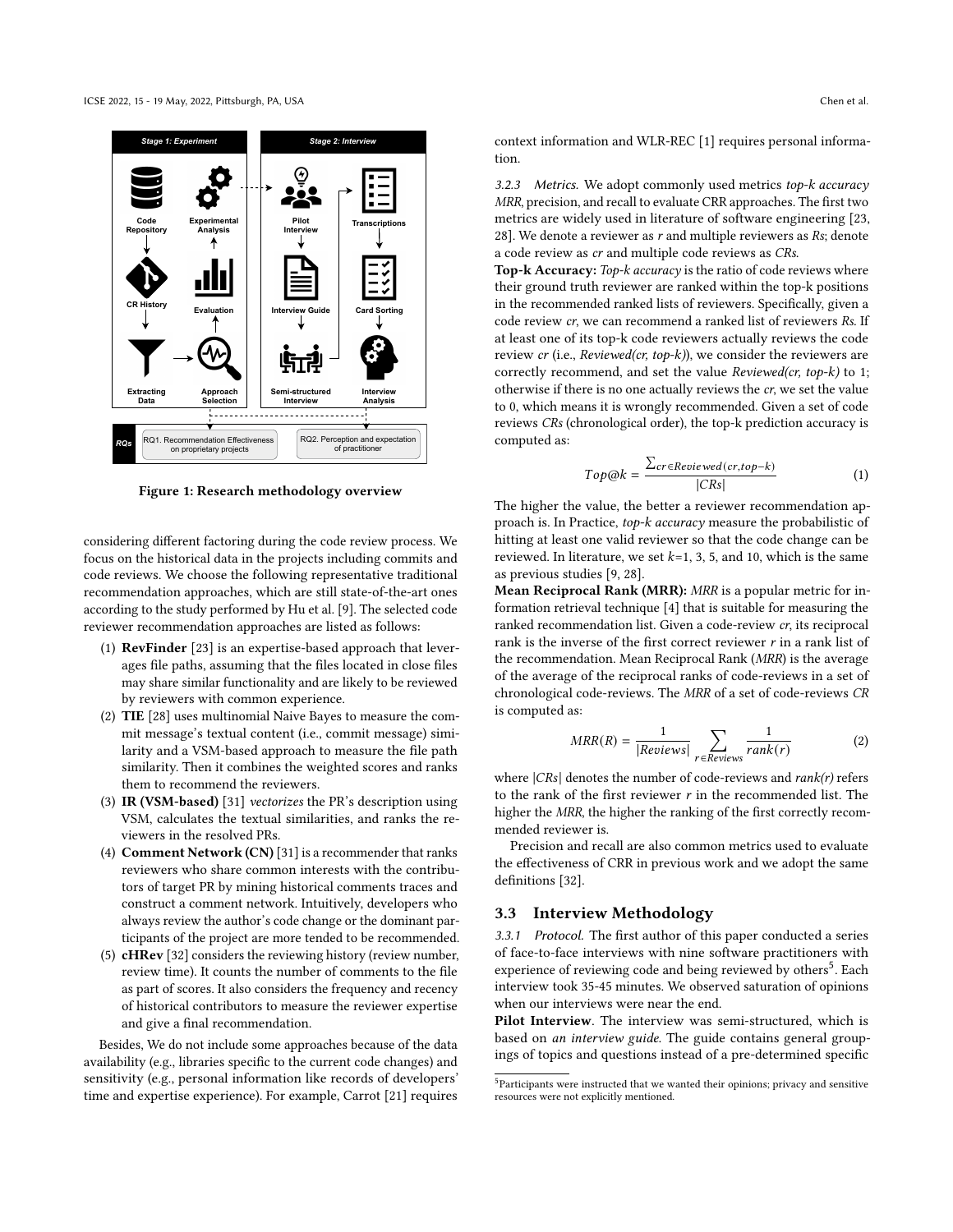Figure 1: Research methodology overview

considering different factoring during the code review process. We focus on the historical data in the projects including commits and code reviews. We choose the following representative traditional recommendation approaches, which are still state-of-the-art ones according to the study performed by Hu et al. [9]. The selected code reviewer recommendation approaches are listed as follows:

1. **RevFinder** [23] is an expertise-based approach that leverages file paths, assuming that the files located in close files may share similar functionality and are likely to be reviewed by reviewers with common experience.
2. **TIE** [28] uses multinomial Naive Bayes to measure the commit message's textual content (i.e., commit message) similarity and a VSM-based approach to measure the file path similarity. Then it combines the weighted scores and ranks them to recommend the reviewers.
3. **IR (VSM-based)** [31] *vectorizes* the PR's description using VSM, calculates the textual similarities, and ranks the reviewers in the resolved PRs.
4. **Comment Network (CN)** [31] is a recommender that ranks reviewers who share common interests with the contributors of target PR by mining historical comments traces and construct a comment network. Intuitively, developers who always review the author's code change or the dominant participants of the project are more tended to be recommended.
5. **cHRev** [32] considers the reviewing history (review number, review time). It counts the number of comments to the file as part of scores. It also considers the frequency and recency of historical contributors to measure the reviewer expertise and give a final recommendation.

Besides, We do not include some approaches because of the data availability (e.g., libraries specific to the current code changes) and sensitivity (e.g., personal information like records of developers' time and expertise experience). For example, Carrot [21] requires context information and WLR-REC [1] requires personal information.

*3.2.3 Metrics.* We adopt commonly used metrics *top-k accuracy MRR*, precision, and recall to evaluate CRR approaches. The first two metrics are widely used in literature of software engineering [23, 28]. We denote a reviewer as *r* and multiple reviewers as *Rs*; denote a code review as *cr* and multiple code reviews as *CRs*.

**Top-k Accuracy:** *Top-k accuracy* is the ratio of code reviews where their ground truth reviewer are ranked within the top-k positions in the recommended ranked lists of reviewers. Specifically, given a code review *cr*, we can recommend a ranked list of reviewers *Rs*. If at least one of its top-k code reviewers actually reviews the code review *cr* (i.e., *Reviewed(cr, top-k)*), we consider the reviewers are correctly recommend, and set the value *Reviewed(cr, top-k)* to 1; otherwise if there is no one actually reviews the *cr*, we set the value to 0, which means it is wrongly recommended. Given a set of code reviews *CRs* (chronological order), the top-k prediction accuracy is computed as:

$$Top@k = \frac{\sum_{cr \in Reviewed(cr, top-k)}}{|CRs|} \tag{1}$$

The higher the value, the better a reviewer recommendation approach is. In Practice, *top-k accuracy* measure the probabilistic of hitting at least one valid reviewer so that the code change can be reviewed. In literature, we set $k$=1, 3, 5, and 10, which is the same as previous studies [9, 28].

**Mean Reciprocal Rank (MRR):** *MRR* is a popular metric for information retrieval technique [4] that is suitable for measuring the ranked recommendation list. Given a code-review *cr*, its reciprocal rank is the inverse of the first correct reviewer *r* in a rank list of the recommendation. Mean Reciprocal Rank (*MRR*) is the average of the average of the reciprocal ranks of code-reviews in a set of chronological code-reviews. The *MRR* of a set of code-reviews *CR* is computed as:

$$MRR(R) = \frac{1}{|Reviews|} \sum_{r \in Reviews} \frac{1}{rank(r)} \tag{2}$$

where *|CRs|* denotes the number of code-reviews and *rank(r)* refers to the rank of the first reviewer *r* in the recommended list. The higher the *MRR*, the higher the ranking of the first correctly recommended reviewer is.

Precision and recall are also common metrics used to evaluate the effectiveness of CRR in previous work and we adopt the same definitions [32].

### 3.3 Interview Methodology

*3.3.1 Protocol.* The first author of this paper conducted a series of face-to-face interviews with nine software practitioners with experience of reviewing code and being reviewed by others[5]. Each interview took 35-45 minutes. We observed saturation of opinions when our interviews were near the end.

**Pilot Interview**. The interview was semi-structured, which is based on *an interview guide*. The guide contains general groupings of topics and questions instead of a pre-determined specific

[5] Participants were instructed that we wanted their opinions; privacy and sensitive resources were not explicitly mentioned.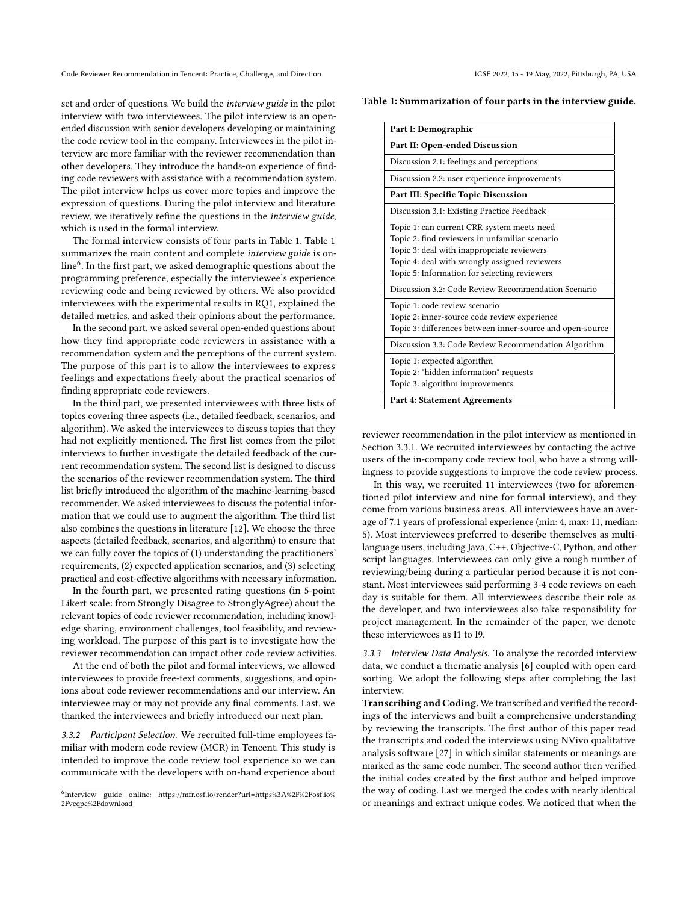set and order of questions. We build the *interview guide* in the pilot interview with two interviewees. The pilot interview is an open-ended discussion with senior developers developing or maintaining the code review tool in the company. Interviewees in the pilot interview are more familiar with the reviewer recommendation than other developers. They introduce the hands-on experience of finding code reviewers with assistance with a recommendation system. The pilot interview helps us cover more topics and improve the expression of questions. During the pilot interview and literature review, we iteratively refine the questions in the *interview guide*, which is used in the formal interview.

The formal interview consists of four parts in Table 1. Table 1 summarizes the main content and complete *interview guide* is online[6]. In the first part, we asked demographic questions about the programming preference, especially the interviewee's experience reviewing code and being reviewed by others. We also provided interviewees with the experimental results in RQ1, explained the detailed metrics, and asked their opinions about the performance.

In the second part, we asked several open-ended questions about how they find appropriate code reviewers in assistance with a recommendation system and the perceptions of the current system. The purpose of this part is to allow the interviewees to express feelings and expectations freely about the practical scenarios of finding appropriate code reviewers.

In the third part, we presented interviewees with three lists of topics covering three aspects (i.e., detailed feedback, scenarios, and algorithm). We asked the interviewees to discuss topics that they had not explicitly mentioned. The first list comes from the pilot interviews to further investigate the detailed feedback of the current recommendation system. The second list is designed to discuss the scenarios of the reviewer recommendation system. The third list briefly introduced the algorithm of the machine-learning-based recommender. We asked interviewees to discuss the potential information that we could use to augment the algorithm. The third list also combines the questions in literature [12]. We choose the three aspects (detailed feedback, scenarios, and algorithm) to ensure that we can fully cover the topics of (1) understanding the practitioners' requirements, (2) expected application scenarios, and (3) selecting practical and cost-effective algorithms with necessary information.

In the fourth part, we presented rating questions (in 5-point Likert scale: from Strongly Disagree to StronglyAgree) about the relevant topics of code reviewer recommendation, including knowledge sharing, environment challenges, tool feasibility, and reviewing workload. The purpose of this part is to investigate how the reviewer recommendation can impact other code review activities.

At the end of both the pilot and formal interviews, we allowed interviewees to provide free-text comments, suggestions, and opinions about code reviewer recommendations and our interview. An interviewee may or may not provide any final comments. Last, we thanked the interviewees and briefly introduced our next plan.

*3.3.2 Participant Selection.* We recruited full-time employees familiar with modern code review (MCR) in Tencent. This study is intended to improve the code review tool experience so we can communicate with the developers with on-hand experience about reviewer recommendation in the pilot interview as mentioned in Section 3.3.1. We recruited interviewees by contacting the active users of the in-company code review tool, who have a strong willingness to provide suggestions to improve the code review process.

In this way, we recruited 11 interviewees (two for aforementioned pilot interview and nine for formal interview), and they come from various business areas. All interviewees have an average of 7.1 years of professional experience (min: 4, max: 11, median: 5). Most interviewees preferred to describe themselves as multi-language users, including Java, C++, Objective-C, Python, and other script languages. Interviewees can only give a rough number of reviewing/being during a particular period because it is not constant. Most interviewees said performing 3-4 code reviews on each day is suitable for them. All interviewees describe their role as the developer, and two interviewees also take responsibility for project management. In the remainder of the paper, we denote these interviewees as I1 to I9.

**Table 1: Summarization of four parts in the interview guide.**

| **Part I: Demographic** |
|---|
| **Part II: Open-ended Discussion** |
| Discussion 2.1: feelings and perceptions |
| Discussion 2.2: user experience improvements |
| **Part III: Specific Topic Discussion** |
| Discussion 3.1: Existing Practice Feedback |
| Topic 1: can current CRR system meets need<br>Topic 2: find reviewers in unfamiliar scenario<br>Topic 3: deal with inappropriate reviewers<br>Topic 4: deal with wrongly assigned reviewers<br>Topic 5: Information for selecting reviewers |
| Discussion 3.2: Code Review Recommendation Scenario |
| Topic 1: code review scenario<br>Topic 2: inner-source code review experience<br>Topic 3: differences between inner-source and open-source |
| Discussion 3.3: Code Review Recommendation Algorithm |
| Topic 1: expected algorithm<br>Topic 2: "hidden information" requests<br>Topic 3: algorithm improvements |
| **Part 4: Statement Agreements** |

*3.3.3 Interview Data Analysis.* To analyze the recorded interview data, we conduct a thematic analysis [6] coupled with open card sorting. We adopt the following steps after completing the last interview.

**Transcribing and Coding.** We transcribed and verified the recordings of the interviews and built a comprehensive understanding by reviewing the transcripts. The first author of this paper read the transcripts and coded the interviews using NVivo qualitative analysis software [27] in which similar statements or meanings are marked as the same code number. The second author then verified the initial codes created by the first author and helped improve the way of coding. Last we merged the codes with nearly identical or meanings and extract unique codes. We noticed that when the

[6] Interview guide online: https://mfr.osf.io/render?url=https%3A%2F%2Fosf.io%2Fvcqpe%2Fdownload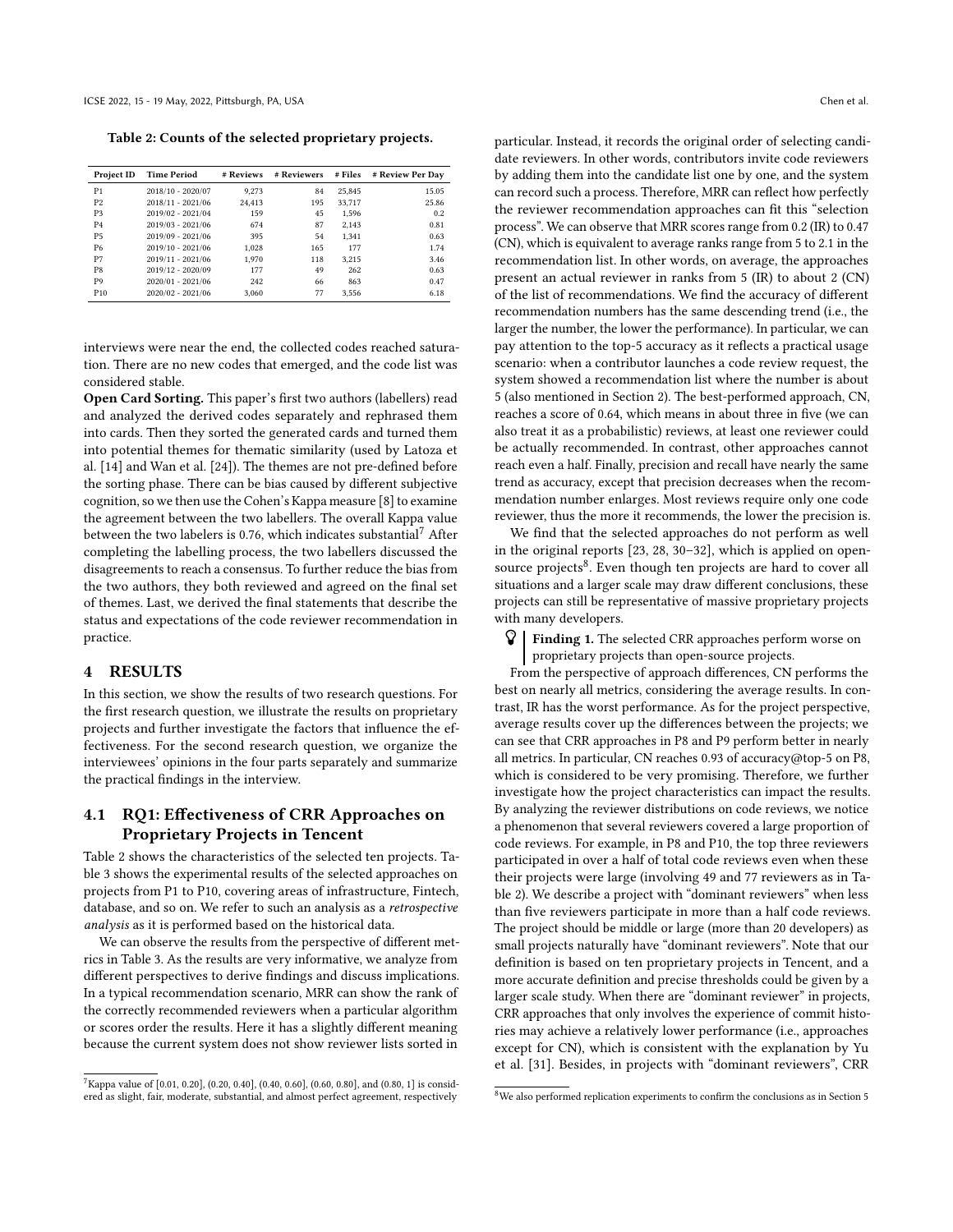Table 2: Counts of the selected proprietary projects.

| Project ID | Time Period | # Reviews | # Reviewers | # Files | # Review Per Day |
|---|---|---|---|---|---|
| P1 | 2018/10 - 2020/07 | 9,273 | 84 | 25,845 | 15.05 |
| P2 | 2018/11 - 2021/06 | 24,413 | 195 | 33,717 | 25.86 |
| P3 | 2019/02 - 2021/04 | 159 | 45 | 1,596 | 0.2 |
| P4 | 2019/03 - 2021/06 | 674 | 87 | 2,143 | 0.81 |
| P5 | 2019/09 - 2021/06 | 395 | 54 | 1,341 | 0.63 |
| P6 | 2019/10 - 2021/06 | 1,028 | 165 | 177 | 1.74 |
| P7 | 2019/11 - 2021/06 | 1,970 | 118 | 3,215 | 3.46 |
| P8 | 2019/12 - 2020/09 | 177 | 49 | 262 | 0.63 |
| P9 | 2020/01 - 2021/06 | 242 | 66 | 863 | 0.47 |
| P10 | 2020/02 - 2021/06 | 3,060 | 77 | 3,556 | 6.18 |

interviews were near the end, the collected codes reached saturation. There are no new codes that emerged, and the code list was considered stable.

**Open Card Sorting.** This paper's first two authors (labellers) read and analyzed the derived codes separately and rephrased them into cards. Then they sorted the generated cards and turned them into potential themes for thematic similarity (used by Latoza et al. [14] and Wan et al. [24]). The themes are not pre-defined before the sorting phase. There can be bias caused by different subjective cognition, so we then use the Cohen's Kappa measure [8] to examine the agreement between the two labellers. The overall Kappa value between the two labelers is 0.76, which indicates substantial[7] After completing the labelling process, the two labellers discussed the disagreements to reach a consensus. To further reduce the bias from the two authors, they both reviewed and agreed on the final set of themes. Last, we derived the final statements that describe the status and expectations of the code reviewer recommendation in practice.

## 4 RESULTS

In this section, we show the results of two research questions. For the first research question, we illustrate the results on proprietary projects and further investigate the factors that influence the effectiveness. For the second research question, we organize the interviewees' opinions in the four parts separately and summarize the practical findings in the interview.

### 4.1 RQ1: Effectiveness of CRR Approaches on Proprietary Projects in Tencent

Table 2 shows the characteristics of the selected ten projects. Table 3 shows the experimental results of the selected approaches on projects from P1 to P10, covering areas of infrastructure, Fintech, database, and so on. We refer to such an analysis as a *retrospective analysis* as it is performed based on the historical data.

We can observe the results from the perspective of different metrics in Table 3. As the results are very informative, we analyze from different perspectives to derive findings and discuss implications. In a typical recommendation scenario, MRR can show the rank of the correctly recommended reviewers when a particular algorithm or scores order the results. Here it has a slightly different meaning because the current system does not show reviewer lists sorted in particular. Instead, it records the original order of selecting candidate reviewers. In other words, contributors invite code reviewers by adding them into the candidate list one by one, and the system can record such a process. Therefore, MRR can reflect how perfectly the reviewer recommendation approaches can fit this "selection process". We can observe that MRR scores range from 0.2 (IR) to 0.47 (CN), which is equivalent to average ranks range from 5 to 2.1 in the recommendation list. In other words, on average, the approaches present an actual reviewer in ranks from 5 (IR) to about 2 (CN) of the list of recommendations. We find the accuracy of different recommendation numbers has the same descending trend (i.e., the larger the number, the lower the performance). In particular, we can pay attention to the top-5 accuracy as it reflects a practical usage scenario: when a contributor launches a code review request, the system showed a recommendation list where the number is about 5 (also mentioned in Section 2). The best-performed approach, CN, reaches a score of 0.64, which means in about three in five (we can also treat it as a probabilistic) reviews, at least one reviewer could be actually recommended. In contrast, other approaches cannot reach even a half. Finally, precision and recall have nearly the same trend as accuracy, except that precision decreases when the recommendation number enlarges. Most reviews require only one code reviewer, thus the more it recommends, the lower the precision is.

We find that the selected approaches do not perform as well in the original reports [23, 28, 30–32], which is applied on open-source projects[8]. Even though ten projects are hard to cover all situations and a larger scale may draw different conclusions, these projects can still be representative of massive proprietary projects with many developers.

> **Finding 1.** The selected CRR approaches perform worse on proprietary projects than open-source projects.

From the perspective of approach differences, CN performs the best on nearly all metrics, considering the average results. In contrast, IR has the worst performance. As for the project perspective, average results cover up the differences between the projects; we can see that CRR approaches in P8 and P9 perform better in nearly all metrics. In particular, CN reaches 0.93 of accuracy@top-5 on P8, which is considered to be very promising. Therefore, we further investigate how the project characteristics can impact the results. By analyzing the reviewer distributions on code reviews, we notice a phenomenon that several reviewers covered a large proportion of code reviews. For example, in P8 and P10, the top three reviewers participated in over a half of total code reviews even when these their projects were large (involving 49 and 77 reviewers as in Table 2). We describe a project with "dominant reviewers" when less than five reviewers participate in more than a half code reviews. The project should be middle or large (more than 20 developers) as small projects naturally have "dominant reviewers". Note that our definition is based on ten proprietary projects in Tencent, and a more accurate definition and precise thresholds could be given by a larger scale study. When there are "dominant reviewer" in projects, CRR approaches that only involves the experience of commit histories may achieve a relatively lower performance (i.e., approaches except for CN), which is consistent with the explanation by Yu et al. [31]. Besides, in projects with "dominant reviewers", CRR

[7] Kappa value of [0.01, 0.20], (0.20, 0.40], (0.40, 0.60], (0.60, 0.80], and (0.80, 1] is considered as slight, fair, moderate, substantial, and almost perfect agreement, respectively

[8] We also performed replication experiments to confirm the conclusions as in Section 5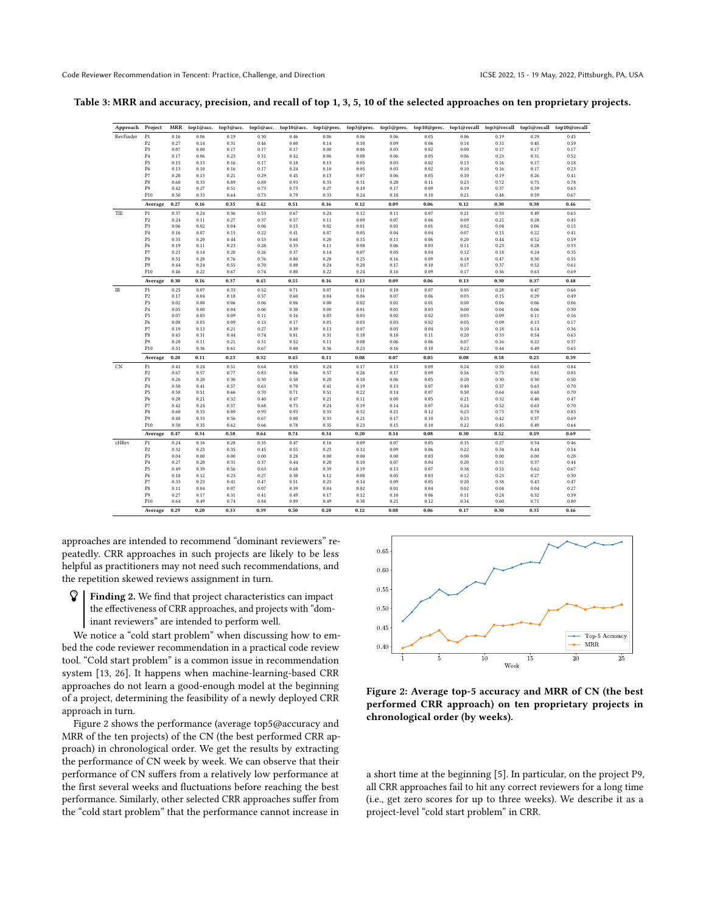Table 3: MRR and accuracy, precision, and recall of top 1, 3, 5, 10 of the selected approaches on ten proprietary projects.

| Approach | Project | MRR | top1@acc. | top3@acc. | top5@acc. | top10@acc. | top1@prec. | top3@prec. | top5@prec. | top10@prec. | top1@recall | top3@recall | top5@recall | top10@recall |
|---|---|---|---|---|---|---|---|---|---|---|---|---|---|---|
| RevFinder | P1 | 0.16 | 0.06 | 0.19 | 0.30 | 0.46 | 0.06 | 0.06 | 0.06 | 0.05 | 0.06 | 0.19 | 0.29 | 0.45 |
| | P2 | 0.27 | 0.14 | 0.31 | 0.46 | 0.60 | 0.14 | 0.10 | 0.09 | 0.06 | 0.14 | 0.31 | 0.45 | 0.59 |
| | P3 | 0.07 | 0.00 | 0.17 | 0.17 | 0.17 | 0.00 | 0.06 | 0.03 | 0.02 | 0.00 | 0.17 | 0.17 | 0.17 |
| | P4 | 0.17 | 0.06 | 0.23 | 0.31 | 0.52 | 0.06 | 0.08 | 0.06 | 0.05 | 0.06 | 0.23 | 0.31 | 0.52 |
| | P5 | 0.15 | 0.13 | 0.16 | 0.17 | 0.18 | 0.13 | 0.05 | 0.03 | 0.02 | 0.13 | 0.16 | 0.17 | 0.18 |
| | P6 | 0.13 | 0.10 | 0.16 | 0.17 | 0.24 | 0.10 | 0.05 | 0.03 | 0.02 | 0.10 | 0.16 | 0.17 | 0.23 |
| | P7 | 0.20 | 0.13 | 0.21 | 0.29 | 0.45 | 0.13 | 0.07 | 0.06 | 0.05 | 0.10 | 0.19 | 0.26 | 0.41 |
| | P8 | 0.60 | 0.33 | 0.89 | 0.89 | 0.93 | 0.33 | 0.31 | 0.20 | 0.11 | 0.23 | 0.72 | 0.75 | 0.78 |
| | P9 | 0.42 | 0.27 | 0.51 | 0.73 | 0.73 | 0.27 | 0.19 | 0.17 | 0.09 | 0.19 | 0.37 | 0.59 | 0.63 |
| | P10 | 0.50 | 0.33 | 0.64 | 0.73 | 0.79 | 0.33 | 0.24 | 0.18 | 0.10 | 0.21 | 0.48 | 0.59 | 0.67 |
| | **Average** | **0.27** | **0.16** | **0.35** | **0.42** | **0.51** | **0.16** | **0.12** | **0.09** | **0.06** | **0.12** | **0.30** | **0.38** | **0.46** |
| TIE | P1 | 0.37 | 0.24 | 0.36 | 0.53 | 0.67 | 0.24 | 0.12 | 0.11 | 0.07 | 0.21 | 0.33 | 0.49 | 0.63 |
| | P2 | 0.24 | 0.11 | 0.27 | 0.37 | 0.57 | 0.11 | 0.09 | 0.07 | 0.06 | 0.09 | 0.21 | 0.28 | 0.45 |
| | P3 | 0.06 | 0.02 | 0.04 | 0.06 | 0.15 | 0.02 | 0.01 | 0.01 | 0.01 | 0.02 | 0.04 | 0.06 | 0.15 |
| | P4 | 0.16 | 0.07 | 0.15 | 0.22 | 0.41 | 0.07 | 0.05 | 0.04 | 0.04 | 0.07 | 0.15 | 0.22 | 0.41 |
| | P5 | 0.35 | 0.20 | 0.44 | 0.53 | 0.60 | 0.20 | 0.15 | 0.11 | 0.06 | 0.20 | 0.44 | 0.52 | 0.59 |
| | P6 | 0.19 | 0.11 | 0.23 | 0.28 | 0.33 | 0.11 | 0.08 | 0.06 | 0.03 | 0.11 | 0.23 | 0.28 | 0.33 |
| | P7 | 0.21 | 0.14 | 0.20 | 0.26 | 0.37 | 0.14 | 0.07 | 0.05 | 0.04 | 0.12 | 0.18 | 0.24 | 0.35 |
| | P8 | 0.51 | 0.28 | 0.76 | 0.76 | 0.80 | 0.28 | 0.25 | 0.16 | 0.09 | 0.18 | 0.47 | 0.50 | 0.55 |
| | P9 | 0.44 | 0.24 | 0.55 | 0.70 | 0.80 | 0.24 | 0.20 | 0.17 | 0.10 | 0.17 | 0.37 | 0.52 | 0.61 |
| | P10 | 0.46 | 0.22 | 0.67 | 0.74 | 0.80 | 0.22 | 0.24 | 0.16 | 0.09 | 0.17 | 0.56 | 0.63 | 0.69 |
| | **Average** | **0.30** | **0.16** | **0.37** | **0.45** | **0.55** | **0.16** | **0.13** | **0.09** | **0.06** | **0.13** | **0.30** | **0.37** | **0.48** |
| IR | P1 | 0.25 | 0.07 | 0.33 | 0.52 | 0.71 | 0.07 | 0.11 | 0.10 | 0.07 | 0.05 | 0.28 | 0.47 | 0.66 |
| | P2 | 0.17 | 0.04 | 0.18 | 0.37 | 0.60 | 0.04 | 0.06 | 0.07 | 0.06 | 0.03 | 0.15 | 0.29 | 0.49 |
| | P3 | 0.02 | 0.00 | 0.06 | 0.06 | 0.06 | 0.00 | 0.02 | 0.01 | 0.01 | 0.00 | 0.06 | 0.06 | 0.06 |
| | P4 | 0.05 | 0.00 | 0.04 | 0.06 | 0.30 | 0.00 | 0.01 | 0.01 | 0.03 | 0.00 | 0.04 | 0.06 | 0.30 |
| | P5 | 0.07 | 0.03 | 0.09 | 0.11 | 0.16 | 0.03 | 0.03 | 0.02 | 0.02 | 0.03 | 0.09 | 0.11 | 0.16 |
| | P6 | 0.08 | 0.05 | 0.09 | 0.13 | 0.17 | 0.05 | 0.03 | 0.03 | 0.02 | 0.05 | 0.09 | 0.13 | 0.17 |
| | P7 | 0.19 | 0.13 | 0.21 | 0.27 | 0.39 | 0.13 | 0.07 | 0.05 | 0.04 | 0.10 | 0.18 | 0.14 | 0.36 |
| | P8 | 0.45 | 0.31 | 0.44 | 0.74 | 0.81 | 0.31 | 0.18 | 0.18 | 0.11 | 0.20 | 0.33 | 0.54 | 0.63 |
| | P9 | 0.20 | 0.11 | 0.21 | 0.31 | 0.52 | 0.11 | 0.08 | 0.06 | 0.06 | 0.07 | 0.16 | 0.22 | 0.37 |
| | P10 | 0.51 | 0.36 | 0.61 | 0.67 | 0.80 | 0.36 | 0.23 | 0.16 | 0.10 | 0.22 | 0.44 | 0.49 | 0.65 |
| | **Average** | **0.20** | **0.11** | **0.23** | **0.32** | **0.45** | **0.11** | **0.08** | **0.07** | **0.05** | **0.08** | **0.18** | **0.25** | **0.39** |
| CN | P1 | 0.41 | 0.24 | 0.51 | 0.64 | 0.85 | 0.24 | 0.17 | 0.13 | 0.09 | 0.24 | 0.50 | 0.63 | 0.84 |
| | P2 | 0.67 | 0.57 | 0.77 | 0.83 | 0.86 | 0.57 | 0.26 | 0.17 | 0.09 | 0.56 | 0.75 | 0.81 | 0.85 |
| | P3 | 0.26 | 0.20 | 0.30 | 0.30 | 0.50 | 0.20 | 0.10 | 0.06 | 0.05 | 0.20 | 0.30 | 0.30 | 0.50 |
| | P4 | 0.50 | 0.41 | 0.57 | 0.63 | 0.70 | 0.41 | 0.19 | 0.13 | 0.07 | 0.40 | 0.57 | 0.63 | 0.70 |
| | P5 | 0.58 | 0.51 | 0.66 | 0.70 | 0.71 | 0.51 | 0.22 | 0.14 | 0.07 | 0.50 | 0.64 | 0.68 | 0.70 |
| | P6 | 0.28 | 0.21 | 0.32 | 0.40 | 0.47 | 0.21 | 0.11 | 0.08 | 0.05 | 0.21 | 0.32 | 0.40 | 0.47 |
| | P7 | 0.42 | 0.24 | 0.57 | 0.68 | 0.75 | 0.24 | 0.19 | 0.14 | 0.07 | 0.24 | 0.52 | 0.63 | 0.70 |
| | P8 | 0.60 | 0.33 | 0.89 | 0.93 | 0.93 | 0.33 | 0.32 | 0.21 | 0.12 | 0.23 | 0.73 | 0.78 | 0.83 |
| | P9 | 0.48 | 0.33 | 0.56 | 0.67 | 0.80 | 0.33 | 0.21 | 0.17 | 0.10 | 0.23 | 0.42 | 0.57 | 0.69 |
| | P10 | 0.50 | 0.35 | 0.62 | 0.66 | 0.78 | 0.35 | 0.23 | 0.15 | 0.10 | 0.22 | 0.45 | 0.49 | 0.64 |
| | **Average** | **0.47** | **0.34** | **0.58** | **0.64** | **0.74** | **0.34** | **0.20** | **0.14** | **0.08** | **0.30** | **0.52** | **0.59** | **0.69** |
| cHRev | P1 | 0.24 | 0.16 | 0.28 | 0.35 | 0.47 | 0.16 | 0.09 | 0.07 | 0.05 | 0.15 | 0.27 | 0.34 | 0.46 |
| | P2 | 0.32 | 0.23 | 0.35 | 0.45 | 0.55 | 0.23 | 0.12 | 0.09 | 0.06 | 0.22 | 0.34 | 0.44 | 0.54 |
| | P3 | 0.04 | 0.00 | 0.00 | 0.00 | 0.28 | 0.00 | 0.00 | 0.00 | 0.03 | 0.00 | 0.00 | 0.00 | 0.28 |
| | P4 | 0.27 | 0.20 | 0.31 | 0.37 | 0.44 | 0.20 | 0.10 | 0.07 | 0.04 | 0.20 | 0.31 | 0.37 | 0.44 |
| | P5 | 0.49 | 0.39 | 0.56 | 0.63 | 0.68 | 0.39 | 0.19 | 0.13 | 0.07 | 0.38 | 0.55 | 0.62 | 0.67 |
| | P6 | 0.18 | 0.12 | 0.23 | 0.27 | 0.30 | 0.12 | 0.08 | 0.05 | 0.03 | 0.12 | 0.23 | 0.27 | 0.30 |
| | P7 | 0.33 | 0.23 | 0.41 | 0.47 | 0.51 | 0.23 | 0.14 | 0.09 | 0.05 | 0.20 | 0.38 | 0.43 | 0.47 |
| | P8 | 0.11 | 0.04 | 0.07 | 0.07 | 0.39 | 0.04 | 0.02 | 0.01 | 0.04 | 0.02 | 0.04 | 0.04 | 0.27 |
| | P9 | 0.27 | 0.17 | 0.31 | 0.41 | 0.49 | 0.17 | 0.12 | 0.10 | 0.06 | 0.11 | 0.24 | 0.32 | 0.39 |
| | P10 | 0.64 | 0.49 | 0.74 | 0.84 | 0.89 | 0.49 | 0.30 | 0.21 | 0.12 | 0.34 | 0.60 | 0.71 | 0.80 |
| | **Average** | **0.29** | **0.20** | **0.33** | **0.39** | **0.50** | **0.20** | **0.12** | **0.08** | **0.06** | **0.17** | **0.30** | **0.35** | **0.46** |

approaches are intended to recommend "dominant reviewers" repeatedly. CRR approaches in such projects are likely to be less helpful as practitioners may not need such recommendations, and the repetition skewed reviews assignment in turn.

**Finding 2.** We find that project characteristics can impact the effectiveness of CRR approaches, and projects with "dominant reviewers" are intended to perform well.

We notice a "cold start problem" when discussing how to embed the code reviewer recommendation in a practical code review tool. "Cold start problem" is a common issue in recommendation system [13, 26]. It happens when machine-learning-based CRR approaches do not learn a good-enough model at the beginning of a project, determining the feasibility of a newly deployed CRR approach in turn.

Figure 2 shows the performance (average top5@accuracy and MRR of the ten projects) of the CN (the best performed CRR approach) in chronological order. We get the results by extracting the performance of CN week by week. We can observe that their performance of CN suffers from a relatively low performance at the first several weeks and fluctuations before reaching the best performance. Similarly, other selected CRR approaches suffer from the "cold start problem" that the performance cannot increase in a short time at the beginning [5]. In particular, on the project P9, all CRR approaches fail to hit any correct reviewers for a long time (i.e., get zero scores for up to three weeks). We describe it as a project-level "cold start problem" in CRR.

**Figure 2: Average top-5 accuracy and MRR of CN (the best performed CRR approach) on ten proprietary projects in chronological order (by weeks).**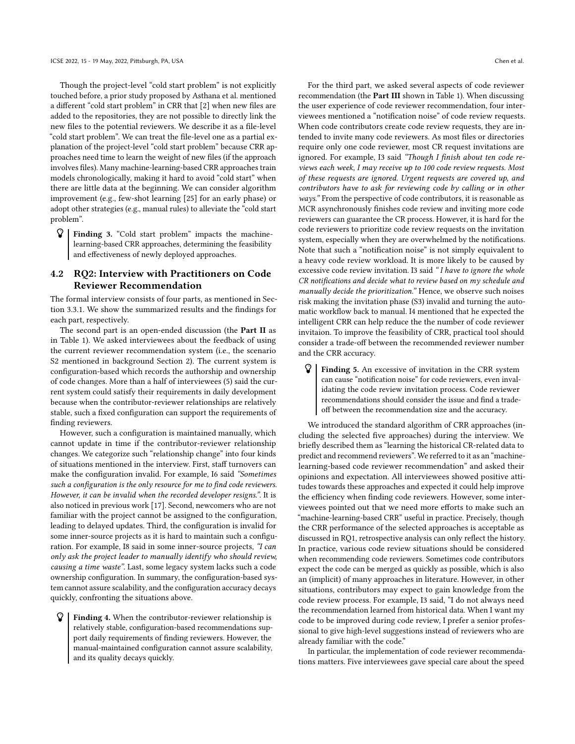Though the project-level "cold start problem" is not explicitly touched before, a prior study proposed by Asthana et al. mentioned a different "cold start problem" in CRR that [2] when new files are added to the repositories, they are not possible to directly link the new files to the potential reviewers. We describe it as a file-level "cold start problem". We can treat the file-level one as a partial explanation of the project-level "cold start problem" because CRR approaches need time to learn the weight of new files (if the approach involves files). Many machine-learning-based CRR approaches train models chronologically, making it hard to avoid "cold start" when there are little data at the beginning. We can consider algorithm improvement (e.g., few-shot learning [25] for an early phase) or adopt other strategies (e.g., manual rules) to alleviate the "cold start problem".

> **Finding 3.** "Cold start problem" impacts the machine-learning-based CRR approaches, determining the feasibility and effectiveness of newly deployed approaches.

## 4.2 RQ2: Interview with Practitioners on Code Reviewer Recommendation

The formal interview consists of four parts, as mentioned in Section 3.3.1. We show the summarized results and the findings for each part, respectively.

The second part is an open-ended discussion (the **Part II** as in Table 1). We asked interviewees about the feedback of using the current reviewer recommendation system (i.e., the scenario S2 mentioned in background Section 2). The current system is configuration-based which records the authorship and ownership of code changes. More than a half of interviewees (5) said the current system could satisfy their requirements in daily development because when the contributor-reviewer relationships are relatively stable, such a fixed configuration can support the requirements of finding reviewers.

However, such a configuration is maintained manually, which cannot update in time if the contributor-reviewer relationship changes. We categorize such "relationship change" into four kinds of situations mentioned in the interview. First, staff turnovers can make the configuration invalid. For example, I6 said *"Sometimes such a configuration is the only resource for me to find code reviewers. However, it can be invalid when the recorded developer resigns."*. It is also noticed in previous work [17]. Second, newcomers who are not familiar with the project cannot be assigned to the configuration, leading to delayed updates. Third, the configuration is invalid for some inner-source projects as it is hard to maintain such a configuration. For example, I8 said in some inner-source projects, *"I can only ask the project leader to manually identify who should review, causing a time waste"*. Last, some legacy system lacks such a code ownership configuration. In summary, the configuration-based system cannot assure scalability, and the configuration accuracy decays quickly, confronting the situations above.

> **Finding 4.** When the contributor-reviewer relationship is relatively stable, configuration-based recommendations support daily requirements of finding reviewers. However, the manual-maintained configuration cannot assure scalability, and its quality decays quickly.

For the third part, we asked several aspects of code reviewer recommendation (the **Part III** shown in Table 1). When discussing the user experience of code reviewer recommendation, four interviewees mentioned a "notification noise" of code review requests. When code contributors create code review requests, they are intended to invite many code reviewers. As most files or directories require only one code reviewer, most CR request invitations are ignored. For example, I3 said *"Though I finish about ten code reviews each week, I may receive up to 100 code review requests. Most of these requests are ignored. Urgent requests are covered up, and contributors have to ask for reviewing code by calling or in other ways."* From the perspective of code contributors, it is reasonable as MCR asynchronously finishes code review and inviting more code reviewers can guarantee the CR process. However, it is hard for the code reviewers to prioritize code review requests on the invitation system, especially when they are overwhelmed by the notifications. Note that such a "notification noise" is not simply equivalent to a heavy code review workload. It is more likely to be caused by excessive code review invitation. I3 said *" I have to ignore the whole CR notifications and decide what to review based on my schedule and manually decide the prioritization."* Hence, we observe such noises risk making the invitation phase (S3) invalid and turning the automatic workflow back to manual. I4 mentioned that he expected the intelligent CRR can help reduce the the number of code reviewer invitaion. To improve the feasibility of CRR, practical tool should consider a trade-off between the recommended reviewer number and the CRR accuracy.

> **Finding 5.** An excessive of invitation in the CRR system can cause "notification noise" for code reviewers, even invalidating the code review invitation process. Code reviewer recommendations should consider the issue and find a trade-off between the recommendation size and the accuracy.

We introduced the standard algorithm of CRR approaches (including the selected five approaches) during the interview. We briefly described them as "learning the historical CR-related data to predict and recommend reviewers". We referred to it as an "machine-learning-based code reviewer recommendation" and asked their opinions and expectation. All interviewees showed positive attitudes towards these approaches and expected it could help improve the efficiency when finding code reviewers. However, some interviewees pointed out that we need more efforts to make such an "machine-learning-based CRR" useful in practice. Precisely, though the CRR performance of the selected approaches is acceptable as discussed in RQ1, retrospective analysis can only reflect the history. In practice, various code review situations should be considered when recommending code reviewers. Sometimes code contributors expect the code can be merged as quickly as possible, which is also an (implicit) of many approaches in literature. However, in other situations, contributors may expect to gain knowledge from the code review process. For example, I3 said, "I do not always need the recommendation learned from historical data. When I want my code to be improved during code review, I prefer a senior professional to give high-level suggestions instead of reviewers who are already familiar with the code."

In particular, the implementation of code reviewer recommendations matters. Five interviewees gave special care about the speed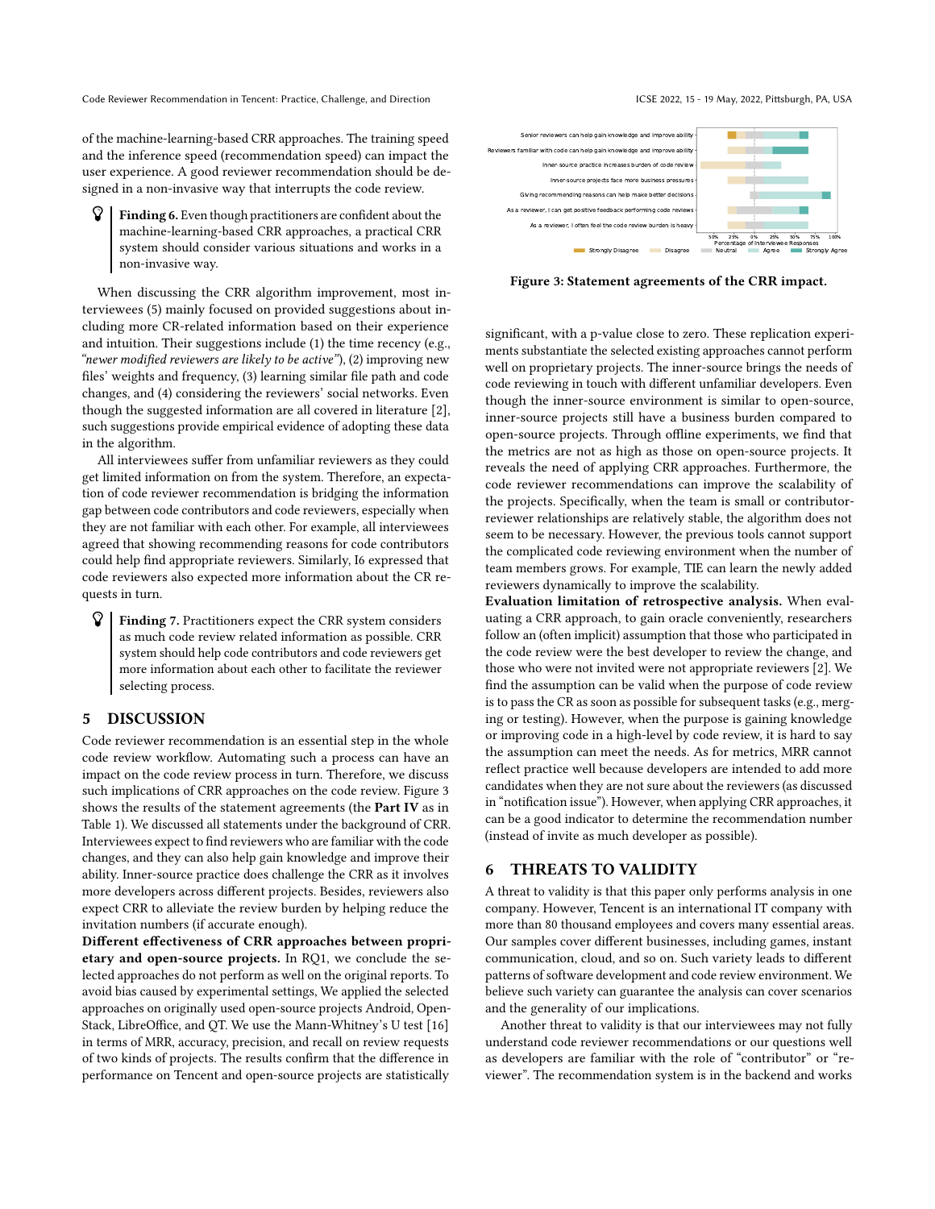of the machine-learning-based CRR approaches. The training speed and the inference speed (recommendation speed) can impact the user experience. A good reviewer recommendation should be designed in a non-invasive way that interrupts the code review.

> **Finding 6.** Even though practitioners are confident about the machine-learning-based CRR approaches, a practical CRR system should consider various situations and works in a non-invasive way.

When discussing the CRR algorithm improvement, most interviewees (5) mainly focused on provided suggestions about including more CR-related information based on their experience and intuition. Their suggestions include (1) the time recency (e.g., *"newer modified reviewers are likely to be active"*), (2) improving new files' weights and frequency, (3) learning similar file path and code changes, and (4) considering the reviewers' social networks. Even though the suggested information are all covered in literature [2], such suggestions provide empirical evidence of adopting these data in the algorithm.

All interviewees suffer from unfamiliar reviewers as they could get limited information on from the system. Therefore, an expectation of code reviewer recommendation is bridging the information gap between code contributors and code reviewers, especially when they are not familiar with each other. For example, all interviewees agreed that showing recommending reasons for code contributors could help find appropriate reviewers. Similarly, I6 expressed that code reviewers also expected more information about the CR requests in turn.

> **Finding 7.** Practitioners expect the CRR system considers as much code review related information as possible. CRR system should help code contributors and code reviewers get more information about each other to facilitate the reviewer selecting process.

## 5 DISCUSSION

Code reviewer recommendation is an essential step in the whole code review workflow. Automating such a process can have an impact on the code review process in turn. Therefore, we discuss such implications of CRR approaches on the code review. Figure 3 shows the results of the statement agreements (the **Part IV** as in Table 1). We discussed all statements under the background of CRR. Interviewees expect to find reviewers who are familiar with the code changes, and they can also help gain knowledge and improve their ability. Inner-source practice does challenge the CRR as it involves more developers across different projects. Besides, reviewers also expect CRR to alleviate the review burden by helping reduce the invitation numbers (if accurate enough).

**Different effectiveness of CRR approaches between proprietary and open-source projects.** In RQ1, we conclude the selected approaches do not perform as well on the original reports. To avoid bias caused by experimental settings, We applied the selected approaches on originally used open-source projects Android, OpenStack, LibreOffice, and QT. We use the Mann-Whitney's U test [16] in terms of MRR, accuracy, precision, and recall on review requests of two kinds of projects. The results confirm that the difference in performance on Tencent and open-source projects are statistically significant, with a p-value close to zero. These replication experiments substantiate the selected existing approaches cannot perform well on proprietary projects. The inner-source brings the needs of code reviewing in touch with different unfamiliar developers. Even though the inner-source environment is similar to open-source, inner-source projects still have a business burden compared to open-source projects. Through offline experiments, we find that the metrics are not as high as those on open-source projects. It reveals the need of applying CRR approaches. Furthermore, the code reviewer recommendations can improve the scalability of the projects. Specifically, when the team is small or contributor-reviewer relationships are relatively stable, the algorithm does not seem to be necessary. However, the previous tools cannot support the complicated code reviewing environment when the number of team members grows. For example, TIE can learn the newly added reviewers dynamically to improve the scalability.

Figure 3: Statement agreements of the CRR impact.

**Evaluation limitation of retrospective analysis.** When evaluating a CRR approach, to gain oracle conveniently, researchers follow an (often implicit) assumption that those who participated in the code review were the best developer to review the change, and those who were not invited were not appropriate reviewers [2]. We find the assumption can be valid when the purpose of code review is to pass the CR as soon as possible for subsequent tasks (e.g., merging or testing). However, when the purpose is gaining knowledge or improving code in a high-level by code review, it is hard to say the assumption can meet the needs. As for metrics, MRR cannot reflect practice well because developers are intended to add more candidates when they are not sure about the reviewers (as discussed in "notification issue"). However, when applying CRR approaches, it can be a good indicator to determine the recommendation number (instead of invite as much developer as possible).

## 6 THREATS TO VALIDITY

A threat to validity is that this paper only performs analysis in one company. However, Tencent is an international IT company with more than 80 thousand employees and covers many essential areas. Our samples cover different businesses, including games, instant communication, cloud, and so on. Such variety leads to different patterns of software development and code review environment. We believe such variety can guarantee the analysis can cover scenarios and the generality of our implications.

Another threat to validity is that our interviewees may not fully understand code reviewer recommendations or our questions well as developers are familiar with the role of "contributor" or "reviewer". The recommendation system is in the backend and works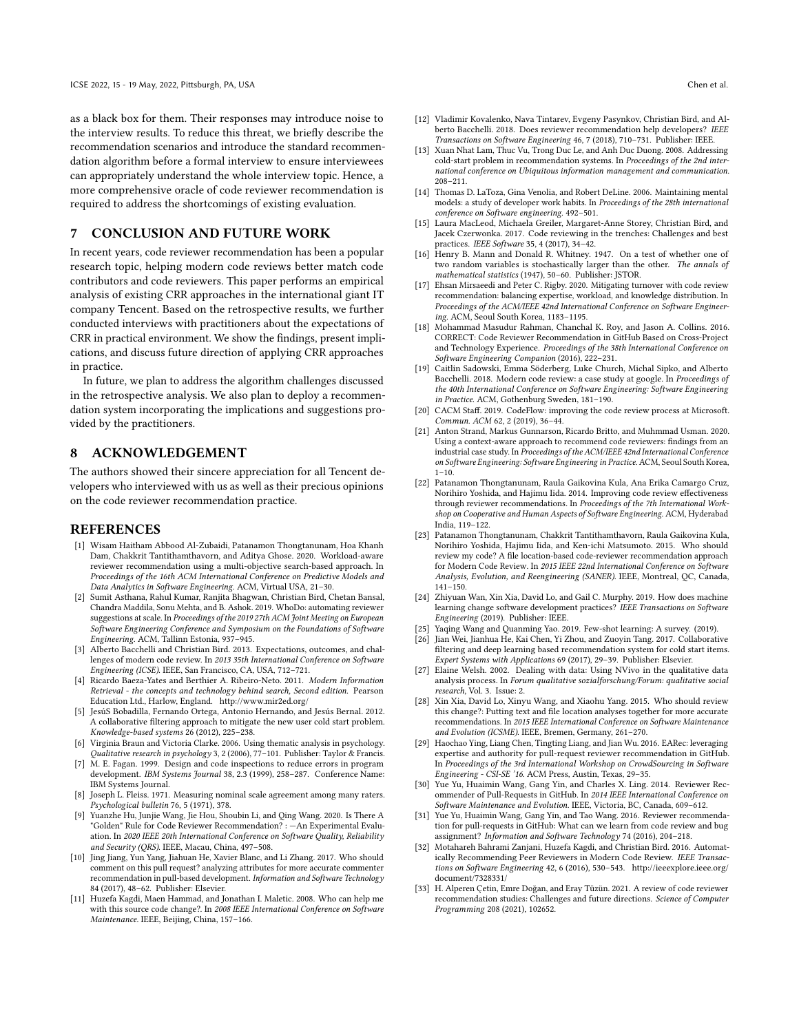as a black box for them. Their responses may introduce noise to the interview results. To reduce this threat, we briefly describe the recommendation scenarios and introduce the standard recommendation algorithm before a formal interview to ensure interviewees can appropriately understand the whole interview topic. Hence, a more comprehensive oracle of code reviewer recommendation is required to address the shortcomings of existing evaluation.

## 7 CONCLUSION AND FUTURE WORK

In recent years, code reviewer recommendation has been a popular research topic, helping modern code reviews better match code contributors and code reviewers. This paper performs an empirical analysis of existing CRR approaches in the international giant IT company Tencent. Based on the retrospective results, we further conducted interviews with practitioners about the expectations of CRR in practical environment. We show the findings, present implications, and discuss future direction of applying CRR approaches in practice.

In future, we plan to address the algorithm challenges discussed in the retrospective analysis. We also plan to deploy a recommendation system incorporating the implications and suggestions provided by the practitioners.

## 8 ACKNOWLEDGEMENT

The authors showed their sincere appreciation for all Tencent developers who interviewed with us as well as their precious opinions on the code reviewer recommendation practice.

## REFERENCES

[1] Wisam Haitham Abbood Al-Zubaidi, Patanamon Thongtanunam, Hoa Khanh Dam, Chakkrit Tantithamthavorn, and Aditya Ghose. 2020. Workload-aware reviewer recommendation using a multi-objective search-based approach. In *Proceedings of the 16th ACM International Conference on Predictive Models and Data Analytics in Software Engineering*. ACM, Virtual USA, 21–30.

[2] Sumit Asthana, Rahul Kumar, Ranjita Bhagwan, Christian Bird, Chetan Bansal, Chandra Maddila, Sonu Mehta, and B. Ashok. 2019. WhoDo: automating reviewer suggestions at scale. In *Proceedings of the 2019 27th ACM Joint Meeting on European Software Engineering Conference and Symposium on the Foundations of Software Engineering*. ACM, Tallinn Estonia, 937–945.

[3] Alberto Bacchelli and Christian Bird. 2013. Expectations, outcomes, and challenges of modern code review. In *2013 35th International Conference on Software Engineering (ICSE)*. IEEE, San Francisco, CA, USA, 712–721.

[4] Ricardo Baeza-Yates and Berthier A. Ribeiro-Neto. 2011. *Modern Information Retrieval - the concepts and technology behind search, Second edition.* Pearson Education Ltd., Harlow, England. http://www.mir2ed.org/

[5] JesúS Bobadilla, Fernando Ortega, Antonio Hernando, and Jesús Bernal. 2012. A collaborative filtering approach to mitigate the new user cold start problem. *Knowledge-based systems* 26 (2012), 225–238.

[6] Virginia Braun and Victoria Clarke. 2006. Using thematic analysis in psychology. *Qualitative research in psychology* 3, 2 (2006), 77–101. Publisher: Taylor & Francis.

[7] M. E. Fagan. 1999. Design and code inspections to reduce errors in program development. *IBM Systems Journal* 38, 2.3 (1999), 258–287. Conference Name: IBM Systems Journal.

[8] Joseph L. Fleiss. 1971. Measuring nominal scale agreement among many raters. *Psychological bulletin* 76, 5 (1971), 378.

[9] Yuanzhe Hu, Junjie Wang, Jie Hou, Shoubin Li, and Qing Wang. 2020. Is There A "Golden" Rule for Code Reviewer Recommendation? : —An Experimental Evaluation. In *2020 IEEE 20th International Conference on Software Quality, Reliability and Security (QRS)*. IEEE, Macau, China, 497–508.

[10] Jing Jiang, Yun Yang, Jiahuan He, Xavier Blanc, and Li Zhang. 2017. Who should comment on this pull request? analyzing attributes for more accurate commenter recommendation in pull-based development. *Information and Software Technology* 84 (2017), 48–62. Publisher: Elsevier.

[11] Huzefa Kagdi, Maen Hammad, and Jonathan I. Maletic. 2008. Who can help me with this source code change?. In *2008 IEEE International Conference on Software Maintenance*. IEEE, Beijing, China, 157–166.

[12] Vladimir Kovalenko, Nava Tintarev, Evgeny Pasynkov, Christian Bird, and Alberto Bacchelli. 2018. Does reviewer recommendation help developers? *IEEE Transactions on Software Engineering* 46, 7 (2018), 710–731. Publisher: IEEE.

[13] Xuan Nhat Lam, Thuc Vu, Trong Duc Le, and Anh Duc Duong. 2008. Addressing cold-start problem in recommendation systems. In *Proceedings of the 2nd international conference on Ubiquitous information management and communication*. 208–211.

[14] Thomas D. LaToza, Gina Venolia, and Robert DeLine. 2006. Maintaining mental models: a study of developer work habits. In *Proceedings of the 28th international conference on Software engineering*. 492–501.

[15] Laura MacLeod, Michaela Greiler, Margaret-Anne Storey, Christian Bird, and Jacek Czerwonka. 2017. Code reviewing in the trenches: Challenges and best practices. *IEEE Software* 35, 4 (2017), 34–42.

[16] Henry B. Mann and Donald R. Whitney. 1947. On a test of whether one of two random variables is stochastically larger than the other. *The annals of mathematical statistics* (1947), 50–60. Publisher: JSTOR.

[17] Ehsan Mirsaeedi and Peter C. Rigby. 2020. Mitigating turnover with code review recommendation: balancing expertise, workload, and knowledge distribution. In *Proceedings of the ACM/IEEE 42nd International Conference on Software Engineering*. ACM, Seoul South Korea, 1183–1195.

[18] Mohammad Masudur Rahman, Chanchal K. Roy, and Jason A. Collins. 2016. CORRECT: Code Reviewer Recommendation in GitHub Based on Cross-Project and Technology Experience. *Proceedings of the 38th International Conference on Software Engineering Companion* (2016), 222–231.

[19] Caitlin Sadowski, Emma Söderberg, Luke Church, Michal Sipko, and Alberto Bacchelli. 2018. Modern code review: a case study at google. In *Proceedings of the 40th International Conference on Software Engineering: Software Engineering in Practice*. ACM, Gothenburg Sweden, 181–190.

[20] CACM Staff. 2019. CodeFlow: improving the code review process at Microsoft. *Commun. ACM* 62, 2 (2019), 36–44.

[21] Anton Strand, Markus Gunnarson, Ricardo Britto, and Muhmmad Usman. 2020. Using a context-aware approach to recommend code reviewers: findings from an industrial case study. In *Proceedings of the ACM/IEEE 42nd International Conference on Software Engineering: Software Engineering in Practice*. ACM, Seoul South Korea, 1–10.

[22] Patanamon Thongtanunam, Raula Gaikovina Kula, Ana Erika Camargo Cruz, Norihiro Yoshida, and Hajimu Iida. 2014. Improving code review effectiveness through reviewer recommendations. In *Proceedings of the 7th International Workshop on Cooperative and Human Aspects of Software Engineering*. ACM, Hyderabad India, 119–122.

[23] Patanamon Thongtanunam, Chakkrit Tantithamthavorn, Raula Gaikovina Kula, Norihiro Yoshida, Hajimu Iida, and Ken-ichi Matsumoto. 2015. Who should review my code? A file location-based code-reviewer recommendation approach for Modern Code Review. In *2015 IEEE 22nd International Conference on Software Analysis, Evolution, and Reengineering (SANER)*. IEEE, Montreal, QC, Canada, 141–150.

[24] Zhiyuan Wan, Xin Xia, David Lo, and Gail C. Murphy. 2019. How does machine learning change software development practices? *IEEE Transactions on Software Engineering* (2019). Publisher: IEEE.

[25] Yaqing Wang and Quanming Yao. 2019. Few-shot learning: A survey. (2019).

[26] Jian Wei, Jianhua He, Kai Chen, Yi Zhou, and Zuoyin Tang. 2017. Collaborative filtering and deep learning based recommendation system for cold start items. *Expert Systems with Applications* 69 (2017), 29–39. Publisher: Elsevier.

[27] Elaine Welsh. 2002. Dealing with data: Using NVivo in the qualitative data analysis process. In *Forum qualitative sozialforschung/Forum: qualitative social research*, Vol. 3. Issue: 2.

[28] Xin Xia, David Lo, Xinyu Wang, and Xiaohu Yang. 2015. Who should review this change?: Putting text and file location analyses together for more accurate recommendations. In *2015 IEEE International Conference on Software Maintenance and Evolution (ICSME)*. IEEE, Bremen, Germany, 261–270.

[29] Haochao Ying, Liang Chen, Tingting Liang, and Jian Wu. 2016. EARec: leveraging expertise and authority for pull-request reviewer recommendation in GitHub. In *Proceedings of the 3rd International Workshop on CrowdSourcing in Software Engineering - CSI-SE '16*. ACM Press, Austin, Texas, 29–35.

[30] Yue Yu, Huaimin Wang, Gang Yin, and Charles X. Ling. 2014. Reviewer Recommender of Pull-Requests in GitHub. In *2014 IEEE International Conference on Software Maintenance and Evolution*. IEEE, Victoria, BC, Canada, 609–612.

[31] Yue Yu, Huaimin Wang, Gang Yin, and Tao Wang. 2016. Reviewer recommendation for pull-requests in GitHub: What can we learn from code review and bug assignment? *Information and Software Technology* 74 (2016), 204–218.

[32] Motahareh Bahrami Zanjani, Huzefa Kagdi, and Christian Bird. 2016. Automatically Recommending Peer Reviewers in Modern Code Review. *IEEE Transactions on Software Engineering* 42, 6 (2016), 530–543. http://ieeexplore.ieee.org/document/7328331/

[33] H. Alperen Çetin, Emre Doğan, and Eray Tüzün. 2021. A review of code reviewer recommendation studies: Challenges and future directions. *Science of Computer Programming* 208 (2021), 102652.